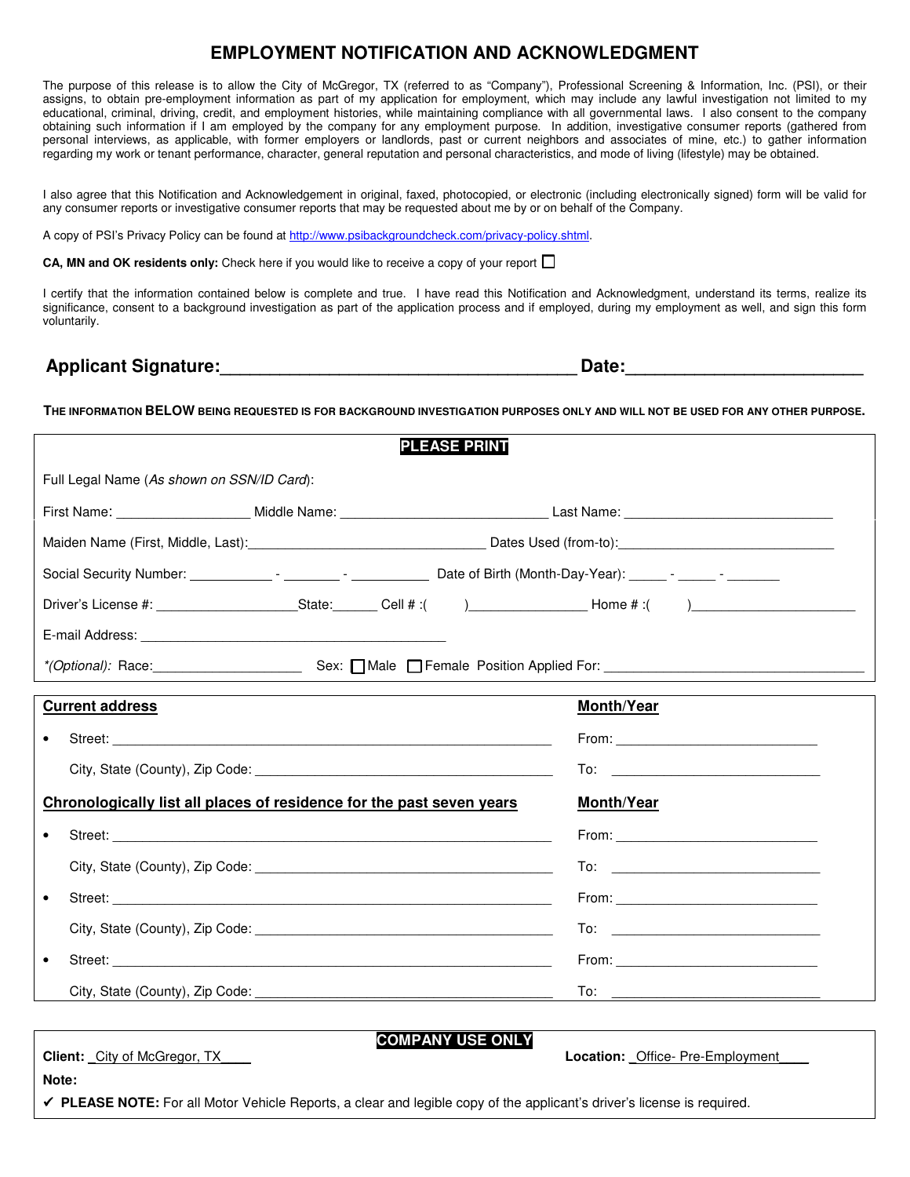# EMPLOYMENT NOTIFICATION AND ACKNOWLEDGMENT

The purpose of this release is to allow the City of McGregor, TX (referred to as "Company"), Professional Screening & Information, Inc. (PSI), or their assigns, to obtain pre-employment information as part of my application for employment, which may include any lawful investigation not limited to my educational, criminal, driving, credit, and employment histories, while maintaining compliance with all governmental laws. I also consent to the company obtaining such information if I am employed by the company for any employment purpose. In addition, investigative consumer reports (gathered from personal interviews, as applicable, with former employers or landlords, past or current neighbors and associates of mine, etc.) to gather information regarding my work or tenant performance, character, general reputation and personal characteristics, and mode of living (lifestyle) may be obtained.

I also agree that this Notification and Acknowledgement in original, faxed, photocopied, or electronic (including electronically signed) form will be valid for any consumer reports or investigative consumer reports that may be requested about me by or on behalf of the Company.

A copy of PSI's Privacy Policy can be found at http://www.psibackgroundcheck.com/privacy-policy.shtml.

**CA, MN and OK residents only:** Check here if you would like to receive a copy of your report ☐

I certify that the information contained below is complete and true. I have read this Notification and Acknowledgment, understand its terms, realize its significance, consent to a background investigation as part of the application process and if employed, during my employment as well, and sign this form voluntarily.

**Applicant Signature:**\_\_\_\_\_\_\_\_\_\_\_\_\_\_\_\_\_\_\_\_\_\_\_\_\_\_\_\_\_\_\_\_\_\_\_\_ **Date:**\_\_\_\_\_\_\_\_\_\_\_\_\_\_\_\_\_\_\_\_\_\_\_\_

**THE INFORMATION BELOW BEING REQUESTED IS FOR BACKGROUND INVESTIGATION PURPOSES ONLY AND WILL NOT BE USED FOR ANY OTHER PURPOSE.**

**PLEASE PRINT**

Full Legal Name (*As shown on SSN/ID Card*):

First Name: \_\_\_\_\_\_\_\_\_\_\_\_\_\_\_\_\_ Middle Name: \_\_\_\_\_\_\_\_\_\_\_\_\_\_\_\_\_\_\_\_\_\_\_\_\_\_\_ Last Name: \_\_\_\_\_\_\_\_\_\_\_\_\_\_\_\_\_\_\_\_\_\_\_\_\_\_\_

Maiden Name (First, Middle, Last):\_\_\_\_\_\_\_\_\_\_\_\_\_\_\_\_\_\_\_\_\_\_\_\_\_\_\_\_\_\_\_ Dates Used (from-to):\_\_\_\_\_\_\_\_\_\_\_\_\_\_\_\_\_\_\_\_\_\_\_\_\_\_\_

Social Security Number: \_\_\_\_\_\_\_\_\_\_ - \_\_\_\_\_\_\_ - \_\_\_\_\_\_\_\_\_\_ Date of Birth (Month-Day-Year): \_\_\_\_\_ - \_\_\_\_\_ - \_\_\_\_\_\_\_

Driver's License #: \_\_\_\_\_\_\_\_\_\_\_\_\_\_\_\_\_\_State:\_\_\_\_\_\_ Cell # :(      )\_\_\_\_\_\_\_\_\_\_\_\_\_\_\_ Home # :(      )\_\_\_\_\_\_\_\_\_\_\_\_\_\_\_\_\_\_\_\_\_

E-mail Address: \_\_\_\_\_\_\_\_\_\_\_\_\_\_\_\_\_\_\_\_\_\_\_\_\_\_\_\_\_\_\_\_\_\_\_\_\_\_\_\_

*\*(Optional):* Race:\_\_\_\_\_\_\_\_\_\_\_\_\_\_\_\_\_\_\_ Sex: ☐Male ☐Female Position Applied For: \_\_\_\_\_\_\_\_\_\_\_\_\_\_\_\_\_\_\_\_\_\_\_\_\_\_\_\_\_\_\_\_\_\_

**Current address** | **Month/Year**

- Street: \_\_\_\_\_\_\_\_\_\_\_\_\_\_\_\_\_\_\_\_\_\_\_\_\_\_\_\_\_\_\_\_\_\_\_\_\_\_\_\_\_\_\_\_\_\_\_\_\_\_\_\_\_\_\_\_ From: \_\_\_\_\_\_\_\_\_\_\_\_\_\_\_\_\_\_\_\_\_\_\_\_\_\_
  City, State (County), Zip Code: \_\_\_\_\_\_\_\_\_\_\_\_\_\_\_\_\_\_\_\_\_\_\_\_\_\_\_\_\_\_\_\_\_\_\_\_\_\_ To: \_\_\_\_\_\_\_\_\_\_\_\_\_\_\_\_\_\_\_\_\_\_\_\_\_\_\_\_

**Chronologically list all places of residence for the past seven years** | **Month/Year**

- Street: \_\_\_\_\_\_\_\_\_\_\_\_\_\_\_\_\_\_\_\_\_\_\_\_\_\_\_\_\_\_\_\_\_\_\_\_\_\_\_\_\_\_\_\_\_\_\_\_\_\_\_\_\_\_\_\_ From: \_\_\_\_\_\_\_\_\_\_\_\_\_\_\_\_\_\_\_\_\_\_\_\_\_\_
  City, State (County), Zip Code: \_\_\_\_\_\_\_\_\_\_\_\_\_\_\_\_\_\_\_\_\_\_\_\_\_\_\_\_\_\_\_\_\_\_\_\_\_\_ To: \_\_\_\_\_\_\_\_\_\_\_\_\_\_\_\_\_\_\_\_\_\_\_\_\_\_\_\_
- Street: \_\_\_\_\_\_\_\_\_\_\_\_\_\_\_\_\_\_\_\_\_\_\_\_\_\_\_\_\_\_\_\_\_\_\_\_\_\_\_\_\_\_\_\_\_\_\_\_\_\_\_\_\_\_\_\_ From: \_\_\_\_\_\_\_\_\_\_\_\_\_\_\_\_\_\_\_\_\_\_\_\_\_\_
  City, State (County), Zip Code: \_\_\_\_\_\_\_\_\_\_\_\_\_\_\_\_\_\_\_\_\_\_\_\_\_\_\_\_\_\_\_\_\_\_\_\_\_\_ To: \_\_\_\_\_\_\_\_\_\_\_\_\_\_\_\_\_\_\_\_\_\_\_\_\_\_\_\_
- Street: \_\_\_\_\_\_\_\_\_\_\_\_\_\_\_\_\_\_\_\_\_\_\_\_\_\_\_\_\_\_\_\_\_\_\_\_\_\_\_\_\_\_\_\_\_\_\_\_\_\_\_\_\_\_\_\_ From: \_\_\_\_\_\_\_\_\_\_\_\_\_\_\_\_\_\_\_\_\_\_\_\_\_\_
  City, State (County), Zip Code: \_\_\_\_\_\_\_\_\_\_\_\_\_\_\_\_\_\_\_\_\_\_\_\_\_\_\_\_\_\_\_\_\_\_\_\_\_\_ To: \_\_\_\_\_\_\_\_\_\_\_\_\_\_\_\_\_\_\_\_\_\_\_\_\_\_\_\_

**COMPANY USE ONLY**

**Client:** \_City of McGregor, TX\_\_\_\_ **Location:** \_Office- Pre-Employment\_\_\_\_

**Note:**

✔ **PLEASE NOTE:** For all Motor Vehicle Reports, a clear and legible copy of the applicant's driver's license is required.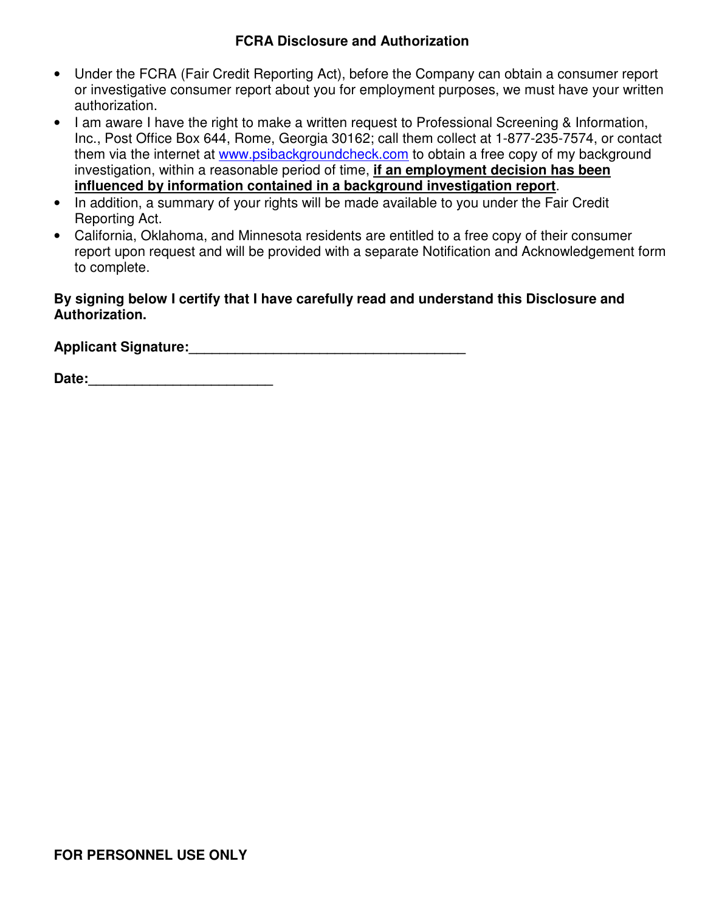## FCRA Disclosure and Authorization

- Under the FCRA (Fair Credit Reporting Act), before the Company can obtain a consumer report or investigative consumer report about you for employment purposes, we must have your written authorization.
- I am aware I have the right to make a written request to Professional Screening & Information, Inc., Post Office Box 644, Rome, Georgia 30162; call them collect at 1-877-235-7574, or contact them via the internet at www.psibackgroundcheck.com to obtain a free copy of my background investigation, within a reasonable period of time, **if an employment decision has been influenced by information contained in a background investigation report**.
- In addition, a summary of your rights will be made available to you under the Fair Credit Reporting Act.
- California, Oklahoma, and Minnesota residents are entitled to a free copy of their consumer report upon request and will be provided with a separate Notification and Acknowledgement form to complete.

**By signing below I certify that I have carefully read and understand this Disclosure and Authorization.**

**Applicant Signature:**___________________________________

**Date:**_______________________

**FOR PERSONNEL USE ONLY**